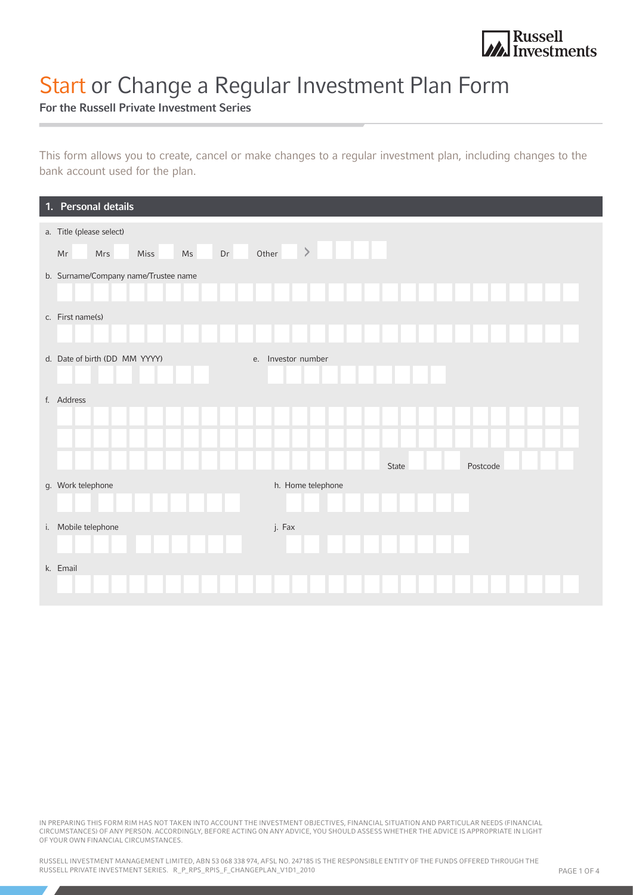Russell Investments

# Start or Change a Regular Investment Plan Form

**For the Russell Private Investment Series**

This form allows you to create, cancel or make changes to a regular investment plan, including changes to the bank account used for the plan.

## 1. Personal details

a. Title (please select)

Mr   Mrs   Miss   Ms   Dr   Other >

b. Surname/Company name/Trustee name

c. First name(s)

d. Date of birth (DD MM YYYY)

e. Investor number

f. Address

State   Postcode

g. Work telephone

h. Home telephone

i. Mobile telephone

j. Fax

k. Email

IN PREPARING THIS FORM RIM HAS NOT TAKEN INTO ACCOUNT THE INVESTMENT OBJECTIVES, FINANCIAL SITUATION AND PARTICULAR NEEDS (FINANCIAL CIRCUMSTANCES) OF ANY PERSON. ACCORDINGLY, BEFORE ACTING ON ANY ADVICE, YOU SHOULD ASSESS WHETHER THE ADVICE IS APPROPRIATE IN LIGHT OF YOUR OWN FINANCIAL CIRCUMSTANCES.

RUSSELL INVESTMENT MANAGEMENT LIMITED, ABN 53 068 338 974, AFSL NO. 247185 IS THE RESPONSIBLE ENTITY OF THE FUNDS OFFERED THROUGH THE RUSSELL PRIVATE INVESTMENT SERIES. R_P_RPS_RPIS_F_CHANGEPLAN_V1D1_2010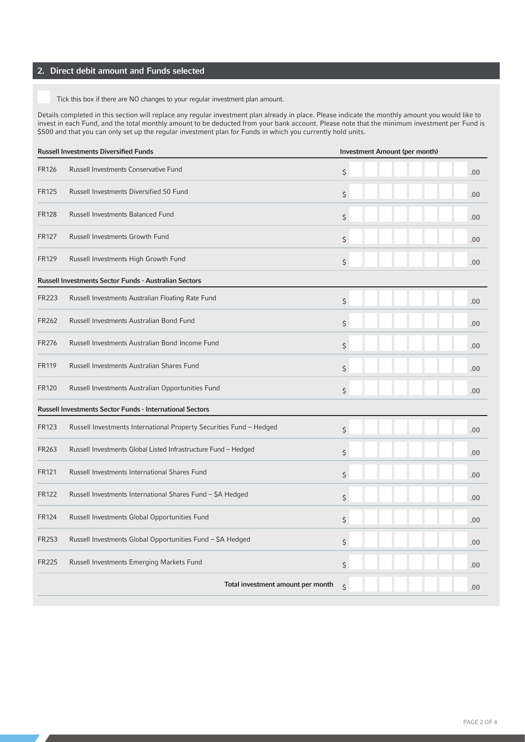## 2. Direct debit amount and Funds selected

☐ Tick this box if there are NO changes to your regular investment plan amount.

Details completed in this section will replace any regular investment plan already in place. Please indicate the monthly amount you would like to invest in each Fund, and the total monthly amount to be deducted from your bank account. Please note that the minimum investment per Fund is $500 and that you can only set up the regular investment plan for Funds in which you currently hold units.

| | Russell Investments Diversified Funds | Investment Amount (per month) |
|---|---|---|
| FR126 | Russell Investments Conservative Fund | $ .00 |
| FR125 | Russell Investments Diversified 50 Fund | $ .00 |
| FR128 | Russell Investments Balanced Fund | $ .00 |
| FR127 | Russell Investments Growth Fund | $ .00 |
| FR129 | Russell Investments High Growth Fund | $ .00 |
| | **Russell Investments Sector Funds - Australian Sectors** | |
| FR223 | Russell Investments Australian Floating Rate Fund | $ .00 |
| FR262 | Russell Investments Australian Bond Fund | $ .00 |
| FR276 | Russell Investments Australian Bond Income Fund | $ .00 |
| FR119 | Russell Investments Australian Shares Fund | $ .00 |
| FR120 | Russell Investments Australian Opportunities Fund | $ .00 |
| | **Russell Investments Sector Funds - International Sectors** | |
| FR123 | Russell Investments International Property Securities Fund – Hedged | $ .00 |
| FR263 | Russell Investments Global Listed Infrastructure Fund – Hedged | $ .00 |
| FR121 | Russell Investments International Shares Fund | $ .00 |
| FR122 | Russell Investments International Shares Fund – $A Hedged | $ .00 |
| FR124 | Russell Investments Global Opportunities Fund | $ .00 |
| FR253 | Russell Investments Global Opportunities Fund – $A Hedged | $ .00 |
| FR225 | Russell Investments Emerging Markets Fund | $ .00 |
| | **Total investment amount per month** | $ .00 |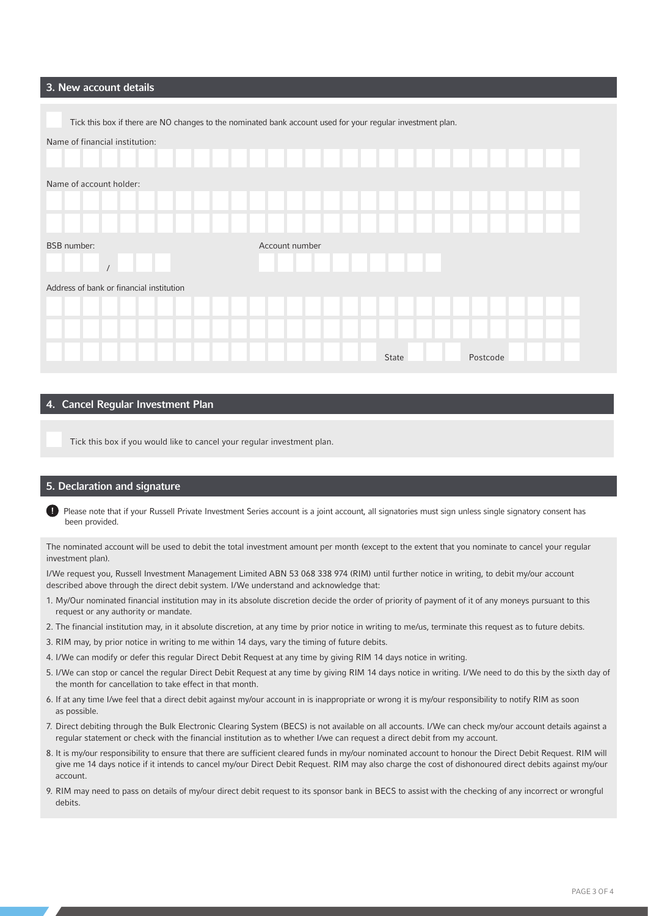## 3. New account details

☐ Tick this box if there are NO changes to the nominated bank account used for your regular investment plan.

Name of financial institution:

Name of account holder:

BSB number: /

Account number

Address of bank or financial institution

State

Postcode

## 4. Cancel Regular Investment Plan

☐ Tick this box if you would like to cancel your regular investment plan.

## 5. Declaration and signature

**!** Please note that if your Russell Private Investment Series account is a joint account, all signatories must sign unless single signatory consent has been provided.

The nominated account will be used to debit the total investment amount per month (except to the extent that you nominate to cancel your regular investment plan).

I/We request you, Russell Investment Management Limited ABN 53 068 338 974 (RIM) until further notice in writing, to debit my/our account described above through the direct debit system. I/We understand and acknowledge that:

1. My/Our nominated financial institution may in its absolute discretion decide the order of priority of payment of it of any moneys pursuant to this request or any authority or mandate.
2. The financial institution may, in it absolute discretion, at any time by prior notice in writing to me/us, terminate this request as to future debits.
3. RIM may, by prior notice in writing to me within 14 days, vary the timing of future debits.
4. I/We can modify or defer this regular Direct Debit Request at any time by giving RIM 14 days notice in writing.
5. I/We can stop or cancel the regular Direct Debit Request at any time by giving RIM 14 days notice in writing. I/We need to do this by the sixth day of the month for cancellation to take effect in that month.
6. If at any time I/we feel that a direct debit against my/our account in is inappropriate or wrong it is my/our responsibility to notify RIM as soon as possible.
7. Direct debiting through the Bulk Electronic Clearing System (BECS) is not available on all accounts. I/We can check my/our account details against a regular statement or check with the financial institution as to whether I/we can request a direct debit from my account.
8. It is my/our responsibility to ensure that there are sufficient cleared funds in my/our nominated account to honour the Direct Debit Request. RIM will give me 14 days notice if it intends to cancel my/our Direct Debit Request. RIM may also charge the cost of dishonoured direct debits against my/our account.
9. RIM may need to pass on details of my/our direct debit request to its sponsor bank in BECS to assist with the checking of any incorrect or wrongful debits.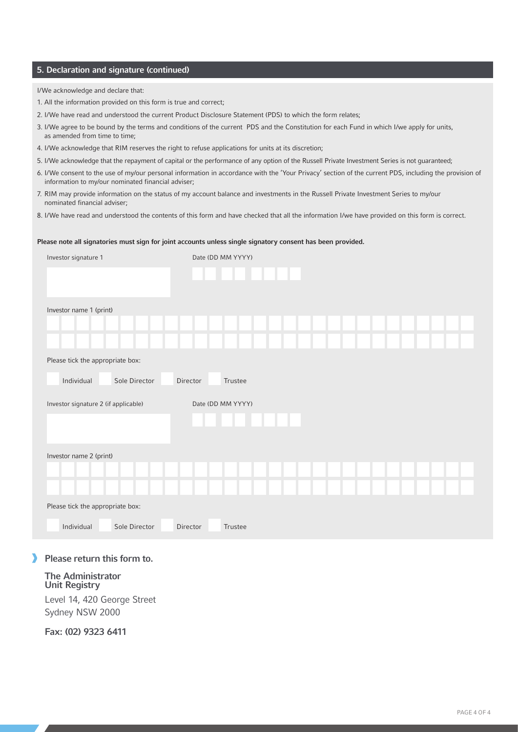## 5. Declaration and signature (continued)

I/We acknowledge and declare that:

1. All the information provided on this form is true and correct;
2. I/We have read and understood the current Product Disclosure Statement (PDS) to which the form relates;
3. I/We agree to be bound by the terms and conditions of the current PDS and the Constitution for each Fund in which I/we apply for units, as amended from time to time;
4. I/We acknowledge that RIM reserves the right to refuse applications for units at its discretion;
5. I/We acknowledge that the repayment of capital or the performance of any option of the Russell Private Investment Series is not guaranteed;
6. I/We consent to the use of my/our personal information in accordance with the 'Your Privacy' section of the current PDS, including the provision of information to my/our nominated financial adviser;
7. RIM may provide information on the status of my account balance and investments in the Russell Private Investment Series to my/our nominated financial adviser;
8. I/We have read and understood the contents of this form and have checked that all the information I/we have provided on this form is correct.

**Please note all signatories must sign for joint accounts unless single signatory consent has been provided.**

Investor signature 1

Date (DD MM YYYY)

Investor name 1 (print)

Please tick the appropriate box:

☐ Individual ☐ Sole Director ☐ Director ☐ Trustee

Investor signature 2 (if applicable)

Date (DD MM YYYY)

Investor name 2 (print)

Please tick the appropriate box:

☐ Individual ☐ Sole Director ☐ Director ☐ Trustee

### Please return this form to.

**The Administrator**
**Unit Registry**

Level 14, 420 George Street
Sydney NSW 2000

**Fax: (02) 9323 6411**